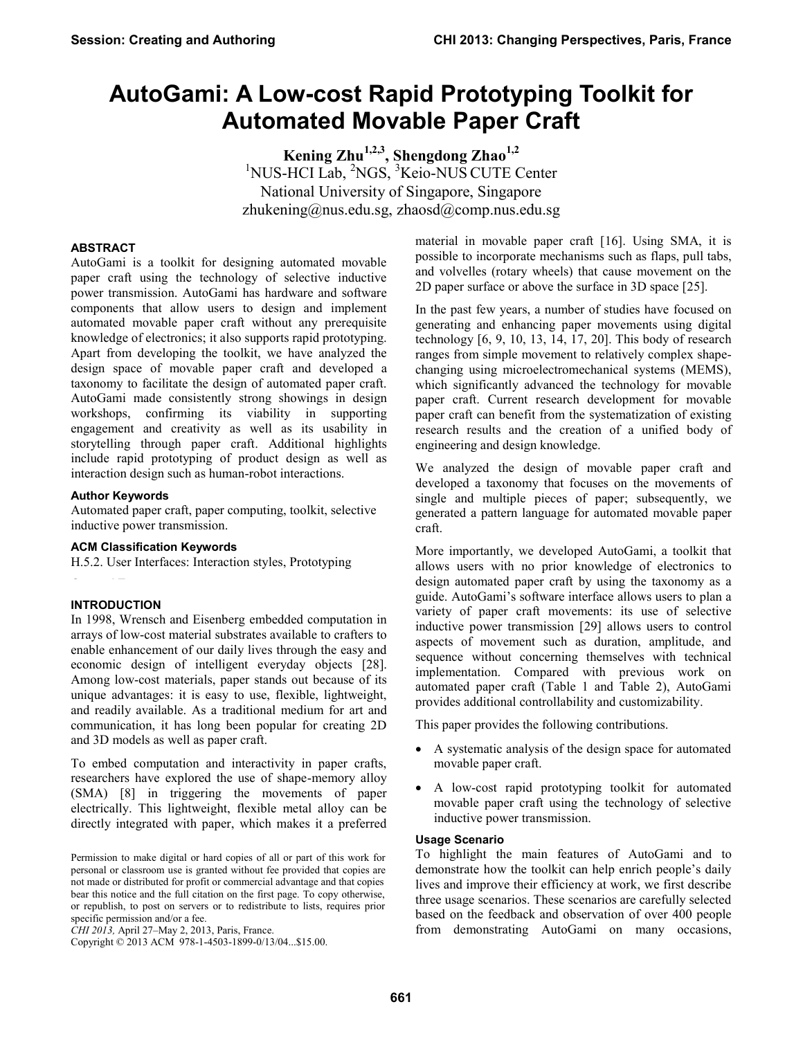# AutoGami: A Low-cost Rapid Prototyping Toolkit for Automated Movable Paper Craft

**Kening Zhu[1,2,3], Shengdong Zhao[1,2]**
[1]NUS-HCI Lab, [2]NGS, [3]Keio-NUS CUTE Center
National University of Singapore, Singapore
zhukening@nus.edu.sg, zhaosd@comp.nus.edu.sg

## ABSTRACT

AutoGami is a toolkit for designing automated movable paper craft using the technology of selective inductive power transmission. AutoGami has hardware and software components that allow users to design and implement automated movable paper craft without any prerequisite knowledge of electronics; it also supports rapid prototyping. Apart from developing the toolkit, we have analyzed the design space of movable paper craft and developed a taxonomy to facilitate the design of automated paper craft. AutoGami made consistently strong showings in design workshops, confirming its viability in supporting engagement and creativity as well as its usability in storytelling through paper craft. Additional highlights include rapid prototyping of product design as well as interaction design such as human-robot interactions.

### Author Keywords

Automated paper craft, paper computing, toolkit, selective inductive power transmission.

### ACM Classification Keywords

H.5.2. User Interfaces: Interaction styles, Prototyping

## INTRODUCTION

In 1998, Wrensch and Eisenberg embedded computation in arrays of low-cost material substrates available to crafters to enable enhancement of our daily lives through the easy and economic design of intelligent everyday objects [28]. Among low-cost materials, paper stands out because of its unique advantages: it is easy to use, flexible, lightweight, and readily available. As a traditional medium for art and communication, it has long been popular for creating 2D and 3D models as well as paper craft.

To embed computation and interactivity in paper crafts, researchers have explored the use of shape-memory alloy (SMA) [8] in triggering the movements of paper electrically. This lightweight, flexible metal alloy can be directly integrated with paper, which makes it a preferred material in movable paper craft [16]. Using SMA, it is possible to incorporate mechanisms such as flaps, pull tabs, and volvelles (rotary wheels) that cause movement on the 2D paper surface or above the surface in 3D space [25].

In the past few years, a number of studies have focused on generating and enhancing paper movements using digital technology [6, 9, 10, 13, 14, 17, 20]. This body of research ranges from simple movement to relatively complex shape-changing using microelectromechanical systems (MEMS), which significantly advanced the technology for movable paper craft. Current research development for movable paper craft can benefit from the systematization of existing research results and the creation of a unified body of engineering and design knowledge.

We analyzed the design of movable paper craft and developed a taxonomy that focuses on the movements of single and multiple pieces of paper; subsequently, we generated a pattern language for automated movable paper craft.

More importantly, we developed AutoGami, a toolkit that allows users with no prior knowledge of electronics to design automated paper craft by using the taxonomy as a guide. AutoGami's software interface allows users to plan a variety of paper craft movements: its use of selective inductive power transmission [29] allows users to control aspects of movement such as duration, amplitude, and sequence without concerning themselves with technical implementation. Compared with previous work on automated paper craft (Table 1 and Table 2), AutoGami provides additional controllability and customizability.

This paper provides the following contributions.

- A systematic analysis of the design space for automated movable paper craft.
- A low-cost rapid prototyping toolkit for automated movable paper craft using the technology of selective inductive power transmission.

### Usage Scenario

To highlight the main features of AutoGami and to demonstrate how the toolkit can help enrich people's daily lives and improve their efficiency at work, we first describe three usage scenarios. These scenarios are carefully selected based on the feedback and observation of over 400 people from demonstrating AutoGami on many occasions,

Permission to make digital or hard copies of all or part of this work for personal or classroom use is granted without fee provided that copies are not made or distributed for profit or commercial advantage and that copies bear this notice and the full citation on the first page. To copy otherwise, or republish, to post on servers or to redistribute to lists, requires prior specific permission and/or a fee.
*CHI 2013,* April 27–May 2, 2013, Paris, France.
Copyright © 2013 ACM 978-1-4503-1899-0/13/04...$15.00.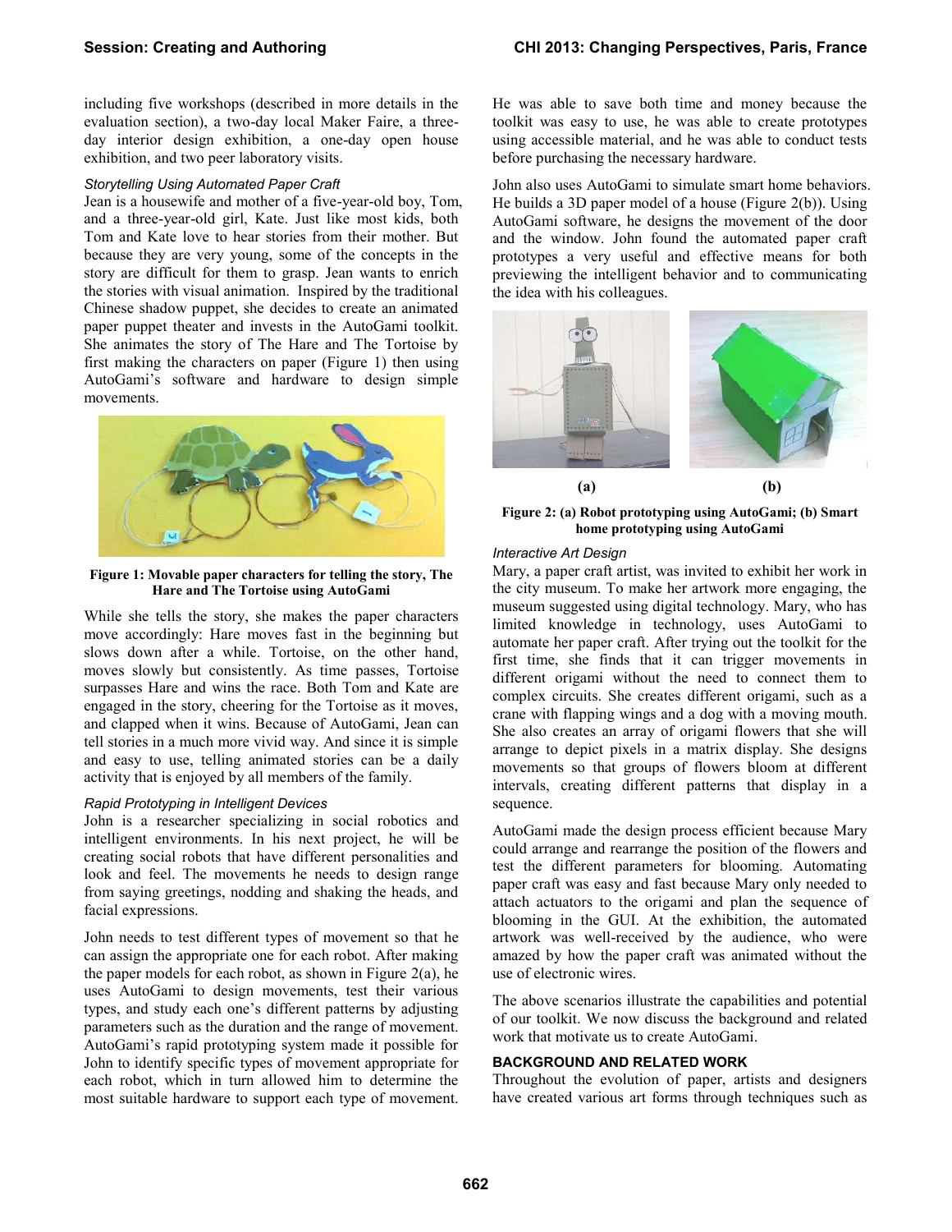including five workshops (described in more details in the evaluation section), a two-day local Maker Faire, a three-day interior design exhibition, a one-day open house exhibition, and two peer laboratory visits.

### *Storytelling Using Automated Paper Craft*

Jean is a housewife and mother of a five-year-old boy, Tom, and a three-year-old girl, Kate. Just like most kids, both Tom and Kate love to hear stories from their mother. But because they are very young, some of the concepts in the story are difficult for them to grasp. Jean wants to enrich the stories with visual animation. Inspired by the traditional Chinese shadow puppet, she decides to create an animated paper puppet theater and invests in the AutoGami toolkit. She animates the story of The Hare and The Tortoise by first making the characters on paper (Figure 1) then using AutoGami's software and hardware to design simple movements.

**Figure 1: Movable paper characters for telling the story, The Hare and The Tortoise using AutoGami**

While she tells the story, she makes the paper characters move accordingly: Hare moves fast in the beginning but slows down after a while. Tortoise, on the other hand, moves slowly but consistently. As time passes, Tortoise surpasses Hare and wins the race. Both Tom and Kate are engaged in the story, cheering for the Tortoise as it moves, and clapped when it wins. Because of AutoGami, Jean can tell stories in a much more vivid way. And since it is simple and easy to use, telling animated stories can be a daily activity that is enjoyed by all members of the family.

### *Rapid Prototyping in Intelligent Devices*

John is a researcher specializing in social robotics and intelligent environments. In his next project, he will be creating social robots that have different personalities and look and feel. The movements he needs to design range from saying greetings, nodding and shaking the heads, and facial expressions.

John needs to test different types of movement so that he can assign the appropriate one for each robot. After making the paper models for each robot, as shown in Figure 2(a), he uses AutoGami to design movements, test their various types, and study each one's different patterns by adjusting parameters such as the duration and the range of movement. AutoGami's rapid prototyping system made it possible for John to identify specific types of movement appropriate for each robot, which in turn allowed him to determine the most suitable hardware to support each type of movement. He was able to save both time and money because the toolkit was easy to use, he was able to create prototypes using accessible material, and he was able to conduct tests before purchasing the necessary hardware.

John also uses AutoGami to simulate smart home behaviors. He builds a 3D paper model of a house (Figure 2(b)). Using AutoGami software, he designs the movement of the door and the window. John found the automated paper craft prototypes a very useful and effective means for both previewing the intelligent behavior and to communicating the idea with his colleagues.

(a) (b)

**Figure 2: (a) Robot prototyping using AutoGami; (b) Smart home prototyping using AutoGami**

### *Interactive Art Design*

Mary, a paper craft artist, was invited to exhibit her work in the city museum. To make her artwork more engaging, the museum suggested using digital technology. Mary, who has limited knowledge in technology, uses AutoGami to automate her paper craft. After trying out the toolkit for the first time, she finds that it can trigger movements in different origami without the need to connect them to complex circuits. She creates different origami, such as a crane with flapping wings and a dog with a moving mouth. She also creates an array of origami flowers that she will arrange to depict pixels in a matrix display. She designs movements so that groups of flowers bloom at different intervals, creating different patterns that display in a sequence.

AutoGami made the design process efficient because Mary could arrange and rearrange the position of the flowers and test the different parameters for blooming. Automating paper craft was easy and fast because Mary only needed to attach actuators to the origami and plan the sequence of blooming in the GUI. At the exhibition, the automated artwork was well-received by the audience, who were amazed by how the paper craft was animated without the use of electronic wires.

The above scenarios illustrate the capabilities and potential of our toolkit. We now discuss the background and related work that motivate us to create AutoGami.

## BACKGROUND AND RELATED WORK

Throughout the evolution of paper, artists and designers have created various art forms through techniques such as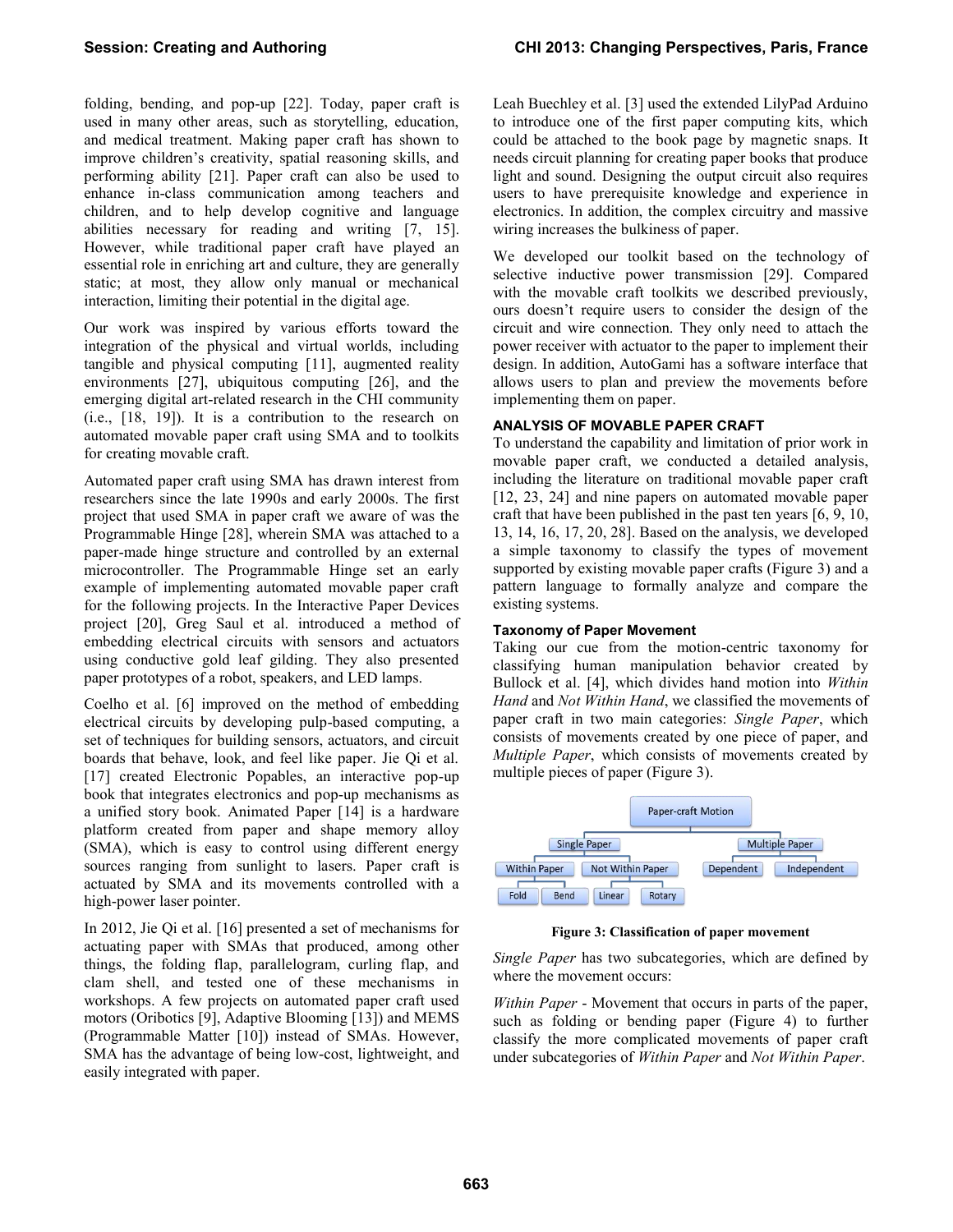folding, bending, and pop-up [22]. Today, paper craft is used in many other areas, such as storytelling, education, and medical treatment. Making paper craft has shown to improve children's creativity, spatial reasoning skills, and performing ability [21]. Paper craft can also be used to enhance in-class communication among teachers and children, and to help develop cognitive and language abilities necessary for reading and writing [7, 15]. However, while traditional paper craft have played an essential role in enriching art and culture, they are generally static; at most, they allow only manual or mechanical interaction, limiting their potential in the digital age.

Our work was inspired by various efforts toward the integration of the physical and virtual worlds, including tangible and physical computing [11], augmented reality environments [27], ubiquitous computing [26], and the emerging digital art-related research in the CHI community (i.e., [18, 19]). It is a contribution to the research on automated movable paper craft using SMA and to toolkits for creating movable craft.

Automated paper craft using SMA has drawn interest from researchers since the late 1990s and early 2000s. The first project that used SMA in paper craft we aware of was the Programmable Hinge [28], wherein SMA was attached to a paper-made hinge structure and controlled by an external microcontroller. The Programmable Hinge set an early example of implementing automated movable paper craft for the following projects. In the Interactive Paper Devices project [20], Greg Saul et al. introduced a method of embedding electrical circuits with sensors and actuators using conductive gold leaf gilding. They also presented paper prototypes of a robot, speakers, and LED lamps.

Coelho et al. [6] improved on the method of embedding electrical circuits by developing pulp-based computing, a set of techniques for building sensors, actuators, and circuit boards that behave, look, and feel like paper. Jie Qi et al. [17] created Electronic Popables, an interactive pop-up book that integrates electronics and pop-up mechanisms as a unified story book. Animated Paper [14] is a hardware platform created from paper and shape memory alloy (SMA), which is easy to control using different energy sources ranging from sunlight to lasers. Paper craft is actuated by SMA and its movements controlled with a high-power laser pointer.

In 2012, Jie Qi et al. [16] presented a set of mechanisms for actuating paper with SMAs that produced, among other things, the folding flap, parallelogram, curling flap, and clam shell, and tested one of these mechanisms in workshops. A few projects on automated paper craft used motors (Oribotics [9], Adaptive Blooming [13]) and MEMS (Programmable Matter [10]) instead of SMAs. However, SMA has the advantage of being low-cost, lightweight, and easily integrated with paper.

Leah Buechley et al. [3] used the extended LilyPad Arduino to introduce one of the first paper computing kits, which could be attached to the book page by magnetic snaps. It needs circuit planning for creating paper books that produce light and sound. Designing the output circuit also requires users to have prerequisite knowledge and experience in electronics. In addition, the complex circuitry and massive wiring increases the bulkiness of paper.

We developed our toolkit based on the technology of selective inductive power transmission [29]. Compared with the movable craft toolkits we described previously, ours doesn't require users to consider the design of the circuit and wire connection. They only need to attach the power receiver with actuator to the paper to implement their design. In addition, AutoGami has a software interface that allows users to plan and preview the movements before implementing them on paper.

## ANALYSIS OF MOVABLE PAPER CRAFT

To understand the capability and limitation of prior work in movable paper craft, we conducted a detailed analysis, including the literature on traditional movable paper craft [12, 23, 24] and nine papers on automated movable paper craft that have been published in the past ten years [6, 9, 10, 13, 14, 16, 17, 20, 28]. Based on the analysis, we developed a simple taxonomy to classify the types of movement supported by existing movable paper crafts (Figure 3) and a pattern language to formally analyze and compare the existing systems.

### Taxonomy of Paper Movement

Taking our cue from the motion-centric taxonomy for classifying human manipulation behavior created by Bullock et al. [4], which divides hand motion into *Within Hand* and *Not Within Hand*, we classified the movements of paper craft in two main categories: *Single Paper*, which consists of movements created by one piece of paper, and *Multiple Paper*, which consists of movements created by multiple pieces of paper (Figure 3).

- Paper-craft Motion
  - Single Paper
    - Within Paper
      - Fold
      - Bend
    - Not Within Paper
      - Linear
      - Rotary
  - Multiple Paper
    - Dependent
    - Independent

**Figure 3: Classification of paper movement**

*Single Paper* has two subcategories, which are defined by where the movement occurs:

*Within Paper* - Movement that occurs in parts of the paper, such as folding or bending paper (Figure 4) to further classify the more complicated movements of paper craft under subcategories of *Within Paper* and *Not Within Paper*.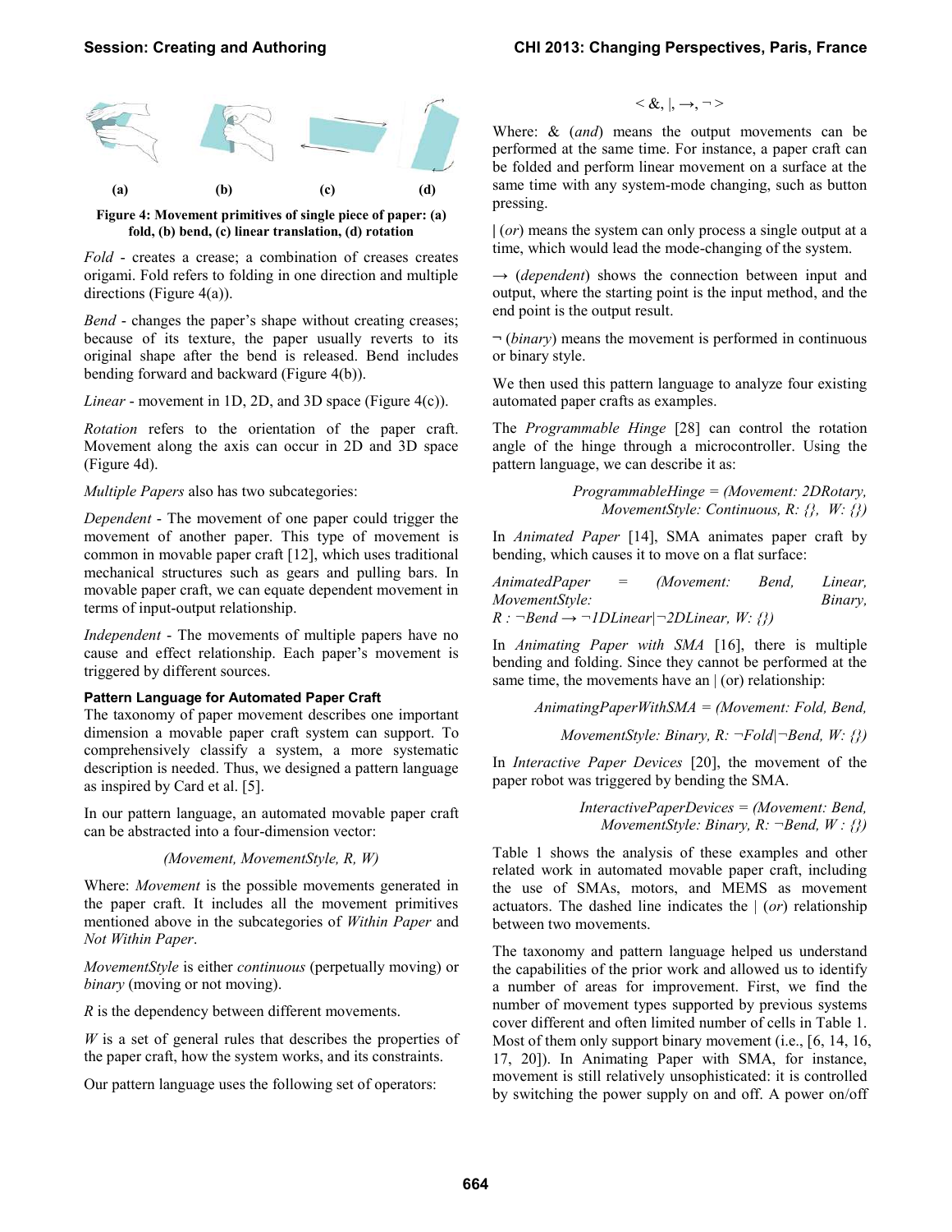**(a) (b) (c) (d)**

**Figure 4: Movement primitives of single piece of paper: (a) fold, (b) bend, (c) linear translation, (d) rotation**

*Fold* - creates a crease; a combination of creases creates origami. Fold refers to folding in one direction and multiple directions (Figure 4(a)).

*Bend* - changes the paper's shape without creating creases; because of its texture, the paper usually reverts to its original shape after the bend is released. Bend includes bending forward and backward (Figure 4(b)).

*Linear* - movement in 1D, 2D, and 3D space (Figure 4(c)).

*Rotation* refers to the orientation of the paper craft. Movement along the axis can occur in 2D and 3D space (Figure 4d).

*Multiple Papers* also has two subcategories:

*Dependent* - The movement of one paper could trigger the movement of another paper. This type of movement is common in movable paper craft [12], which uses traditional mechanical structures such as gears and pulling bars. In movable paper craft, we can equate dependent movement in terms of input-output relationship.

*Independent* - The movements of multiple papers have no cause and effect relationship. Each paper's movement is triggered by different sources.

### Pattern Language for Automated Paper Craft

The taxonomy of paper movement describes one important dimension a movable paper craft system can support. To comprehensively classify a system, a more systematic description is needed. Thus, we designed a pattern language as inspired by Card et al. [5].

In our pattern language, an automated movable paper craft can be abstracted into a four-dimension vector:

*(Movement, MovementStyle, R, W)*

Where: *Movement* is the possible movements generated in the paper craft. It includes all the movement primitives mentioned above in the subcategories of *Within Paper* and *Not Within Paper*.

*MovementStyle* is either *continuous* (perpetually moving) or *binary* (moving or not moving).

*R* is the dependency between different movements.

*W* is a set of general rules that describes the properties of the paper craft, how the system works, and its constraints.

Our pattern language uses the following set of operators:

$$< \&, |, \rightarrow, \neg >$$

Where: & (*and*) means the output movements can be performed at the same time. For instance, a paper craft can be folded and perform linear movement on a surface at the same time with any system-mode changing, such as button pressing.

| (*or*) means the system can only process a single output at a time, which would lead the mode-changing of the system.

→ (*dependent*) shows the connection between input and output, where the starting point is the input method, and the end point is the output result.

¬ (*binary*) means the movement is performed in continuous or binary style.

We then used this pattern language to analyze four existing automated paper crafts as examples.

The *Programmable Hinge* [28] can control the rotation angle of the hinge through a microcontroller. Using the pattern language, we can describe it as:

*ProgrammableHinge = (Movement: 2DRotary, MovementStyle: Continuous, R: {}, W: {})*

In *Animated Paper* [14], SMA animates paper craft by bending, which causes it to move on a flat surface:

*AnimatedPaper = (Movement: Bend, Linear, MovementStyle: Binary, R : ¬Bend → ¬1DLinear|¬2DLinear, W: {})*

In *Animating Paper with SMA* [16], there is multiple bending and folding. Since they cannot be performed at the same time, the movements have an | (or) relationship:

*AnimatingPaperWithSMA = (Movement: Fold, Bend, MovementStyle: Binary, R: ¬Fold|¬Bend, W: {})*

In *Interactive Paper Devices* [20], the movement of the paper robot was triggered by bending the SMA.

*InteractivePaperDevices = (Movement: Bend, MovementStyle: Binary, R: ¬Bend, W : {})*

Table 1 shows the analysis of these examples and other related work in automated movable paper craft, including the use of SMAs, motors, and MEMS as movement actuators. The dashed line indicates the | (*or*) relationship between two movements.

The taxonomy and pattern language helped us understand the capabilities of the prior work and allowed us to identify a number of areas for improvement. First, we find the number of movement types supported by previous systems cover different and often limited number of cells in Table 1. Most of them only support binary movement (i.e., [6, 14, 16, 17, 20]). In Animating Paper with SMA, for instance, movement is still relatively unsophisticated: it is controlled by switching the power supply on and off. A power on/off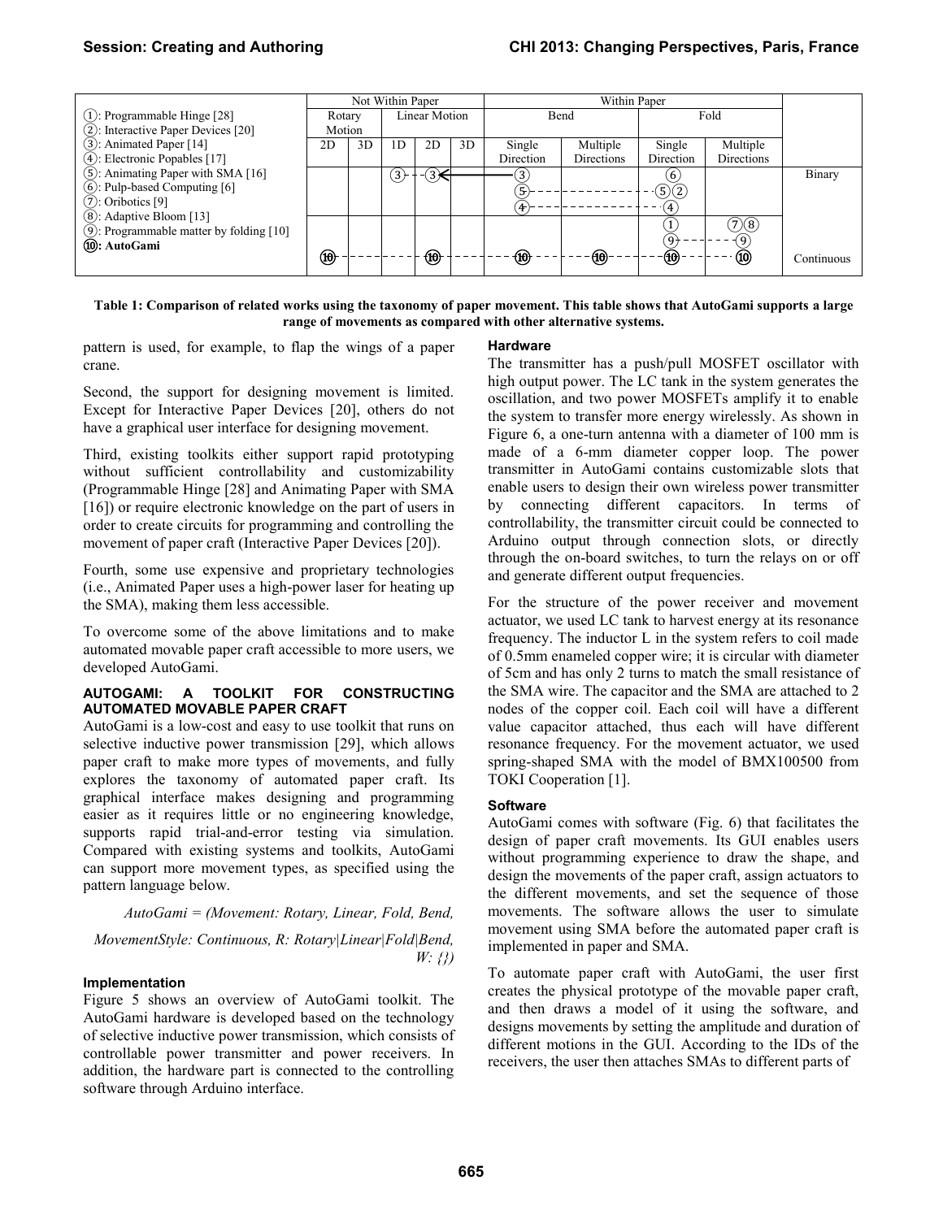| | Not Within Paper | | | | | Within Paper | | | | |
|---|---|---|---|---|---|---|---|---|---|---|
| | Rotary Motion | | Linear Motion | | | Bend | | Fold | | |
| | 2D | 3D | 1D | 2D | 3D | Single Direction | Multiple Directions | Single Direction | Multiple Directions | |
| ①: Programmable Hinge [28]<br>②: Interactive Paper Devices [20]<br>③: Animated Paper [14]<br>④: Electronic Popables [17]<br>⑤: Animating Paper with SMA [16] | | | ③ | ③ | | ③<br>⑤<br>④ | | ⑥<br>⑤ ②<br>④ | | Binary |
| ⑥: Pulp-based Computing [6]<br>⑦: Oribotics [9]<br>⑧: Adaptive Bloom [13]<br>⑨: Programmable matter by folding [10]<br>**⑩: AutoGami** | ⑩ | | | ⑩ | | ⑩ | ⑩ | ①<br>⑨<br>⑩ | ⑦ ⑧<br>⑨<br>⑩ | Continuous |

**Table 1: Comparison of related works using the taxonomy of paper movement. This table shows that AutoGami supports a large range of movements as compared with other alternative systems.**

pattern is used, for example, to flap the wings of a paper crane.

Second, the support for designing movement is limited. Except for Interactive Paper Devices [20], others do not have a graphical user interface for designing movement.

Third, existing toolkits either support rapid prototyping without sufficient controllability and customizability (Programmable Hinge [28] and Animating Paper with SMA [16]) or require electronic knowledge on the part of users in order to create circuits for programming and controlling the movement of paper craft (Interactive Paper Devices [20]).

Fourth, some use expensive and proprietary technologies (i.e., Animated Paper uses a high-power laser for heating up the SMA), making them less accessible.

To overcome some of the above limitations and to make automated movable paper craft accessible to more users, we developed AutoGami.

## AUTOGAMI: A TOOLKIT FOR CONSTRUCTING AUTOMATED MOVABLE PAPER CRAFT

AutoGami is a low-cost and easy to use toolkit that runs on selective inductive power transmission [29], which allows paper craft to make more types of movements, and fully explores the taxonomy of automated paper craft. Its graphical interface makes designing and programming easier as it requires little or no engineering knowledge, supports rapid trial-and-error testing via simulation. Compared with existing systems and toolkits, AutoGami can support more movement types, as specified using the pattern language below.

*AutoGami = (Movement: Rotary, Linear, Fold, Bend,*

*MovementStyle: Continuous, R: Rotary|Linear|Fold|Bend, W: {})*

### Implementation

Figure 5 shows an overview of AutoGami toolkit. The AutoGami hardware is developed based on the technology of selective inductive power transmission, which consists of controllable power transmitter and power receivers. In addition, the hardware part is connected to the controlling software through Arduino interface.

### Hardware

The transmitter has a push/pull MOSFET oscillator with high output power. The LC tank in the system generates the oscillation, and two power MOSFETs amplify it to enable the system to transfer more energy wirelessly. As shown in Figure 6, a one-turn antenna with a diameter of 100 mm is made of a 6-mm diameter copper loop. The power transmitter in AutoGami contains customizable slots that enable users to design their own wireless power transmitter by connecting different capacitors. In terms of controllability, the transmitter circuit could be connected to Arduino output through connection slots, or directly through the on-board switches, to turn the relays on or off and generate different output frequencies.

For the structure of the power receiver and movement actuator, we used LC tank to harvest energy at its resonance frequency. The inductor L in the system refers to coil made of 0.5mm enameled copper wire; it is circular with diameter of 5cm and has only 2 turns to match the small resistance of the SMA wire. The capacitor and the SMA are attached to 2 nodes of the copper coil. Each coil will have a different value capacitor attached, thus each will have different resonance frequency. For the movement actuator, we used spring-shaped SMA with the model of BMX100500 from TOKI Cooperation [1].

### Software

AutoGami comes with software (Fig. 6) that facilitates the design of paper craft movements. Its GUI enables users without programming experience to draw the shape, and design the movements of the paper craft, assign actuators to the different movements, and set the sequence of those movements. The software allows the user to simulate movement using SMA before the automated paper craft is implemented in paper and SMA.

To automate paper craft with AutoGami, the user first creates the physical prototype of the movable paper craft, and then draws a model of it using the software, and designs movements by setting the amplitude and duration of different motions in the GUI. According to the IDs of the receivers, the user then attaches SMAs to different parts of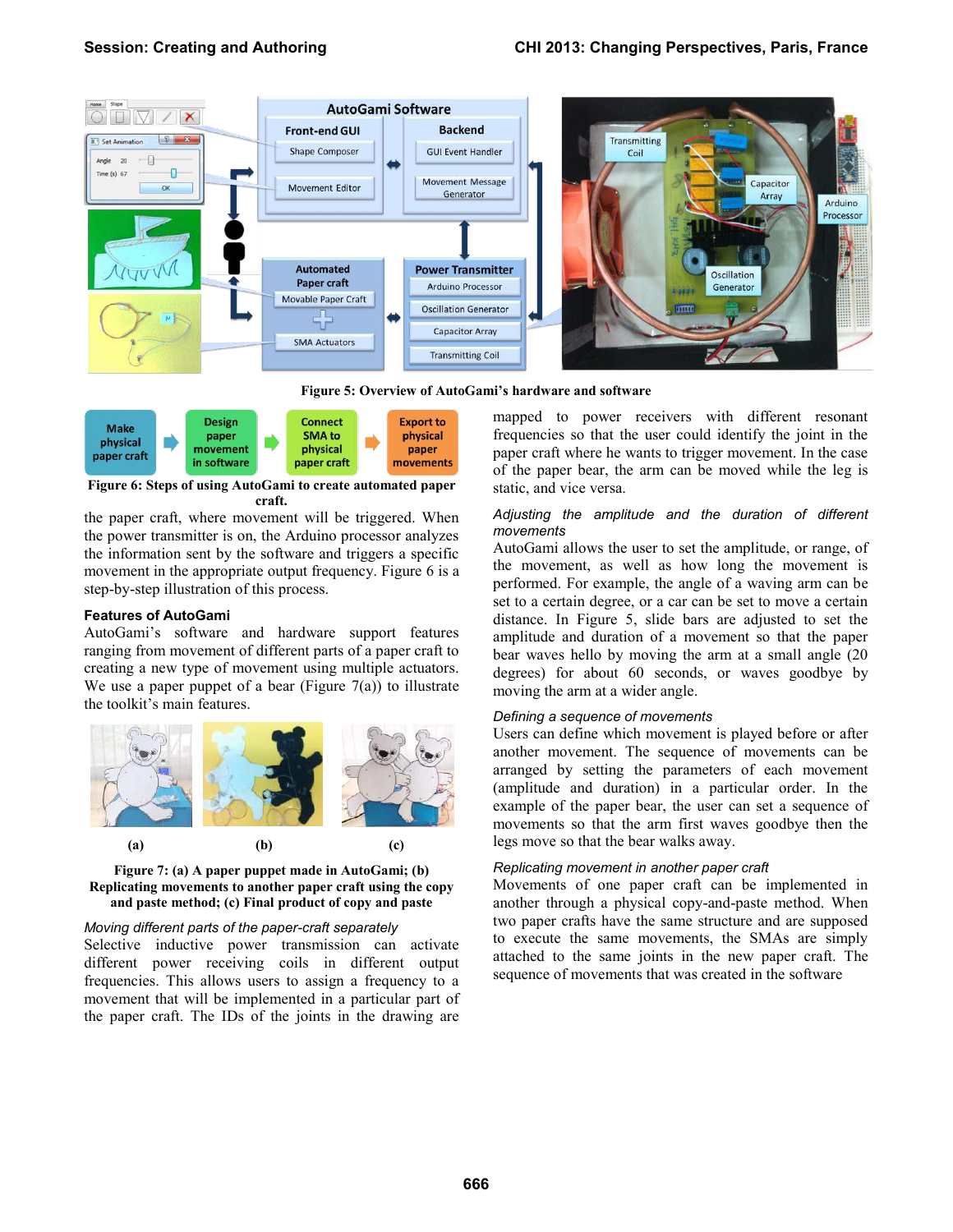Figure 5: Overview of AutoGami's hardware and software

Figure 6: Steps of using AutoGami to create automated paper craft.

the paper craft, where movement will be triggered. When the power transmitter is on, the Arduino processor analyzes the information sent by the software and triggers a specific movement in the appropriate output frequency. Figure 6 is a step-by-step illustration of this process.

### Features of AutoGami

AutoGami's software and hardware support features ranging from movement of different parts of a paper craft to creating a new type of movement using multiple actuators. We use a paper puppet of a bear (Figure 7(a)) to illustrate the toolkit's main features.

Figure 7: (a) A paper puppet made in AutoGami; (b) Replicating movements to another paper craft using the copy and paste method; (c) Final product of copy and paste

*Moving different parts of the paper-craft separately*

Selective inductive power transmission can activate different power receiving coils in different output frequencies. This allows users to assign a frequency to a movement that will be implemented in a particular part of the paper craft. The IDs of the joints in the drawing are mapped to power receivers with different resonant frequencies so that the user could identify the joint in the paper craft where he wants to trigger movement. In the case of the paper bear, the arm can be moved while the leg is static, and vice versa.

*Adjusting the amplitude and the duration of different movements*

AutoGami allows the user to set the amplitude, or range, of the movement, as well as how long the movement is performed. For example, the angle of a waving arm can be set to a certain degree, or a car can be set to move a certain distance. In Figure 5, slide bars are adjusted to set the amplitude and duration of a movement so that the paper bear waves hello by moving the arm at a small angle (20 degrees) for about 60 seconds, or waves goodbye by moving the arm at a wider angle.

*Defining a sequence of movements*

Users can define which movement is played before or after another movement. The sequence of movements can be arranged by setting the parameters of each movement (amplitude and duration) in a particular order. In the example of the paper bear, the user can set a sequence of movements so that the arm first waves goodbye then the legs move so that the bear walks away.

*Replicating movement in another paper craft*

Movements of one paper craft can be implemented in another through a physical copy-and-paste method. When two paper crafts have the same structure and are supposed to execute the same movements, the SMAs are simply attached to the same joints in the new paper craft. The sequence of movements that was created in the software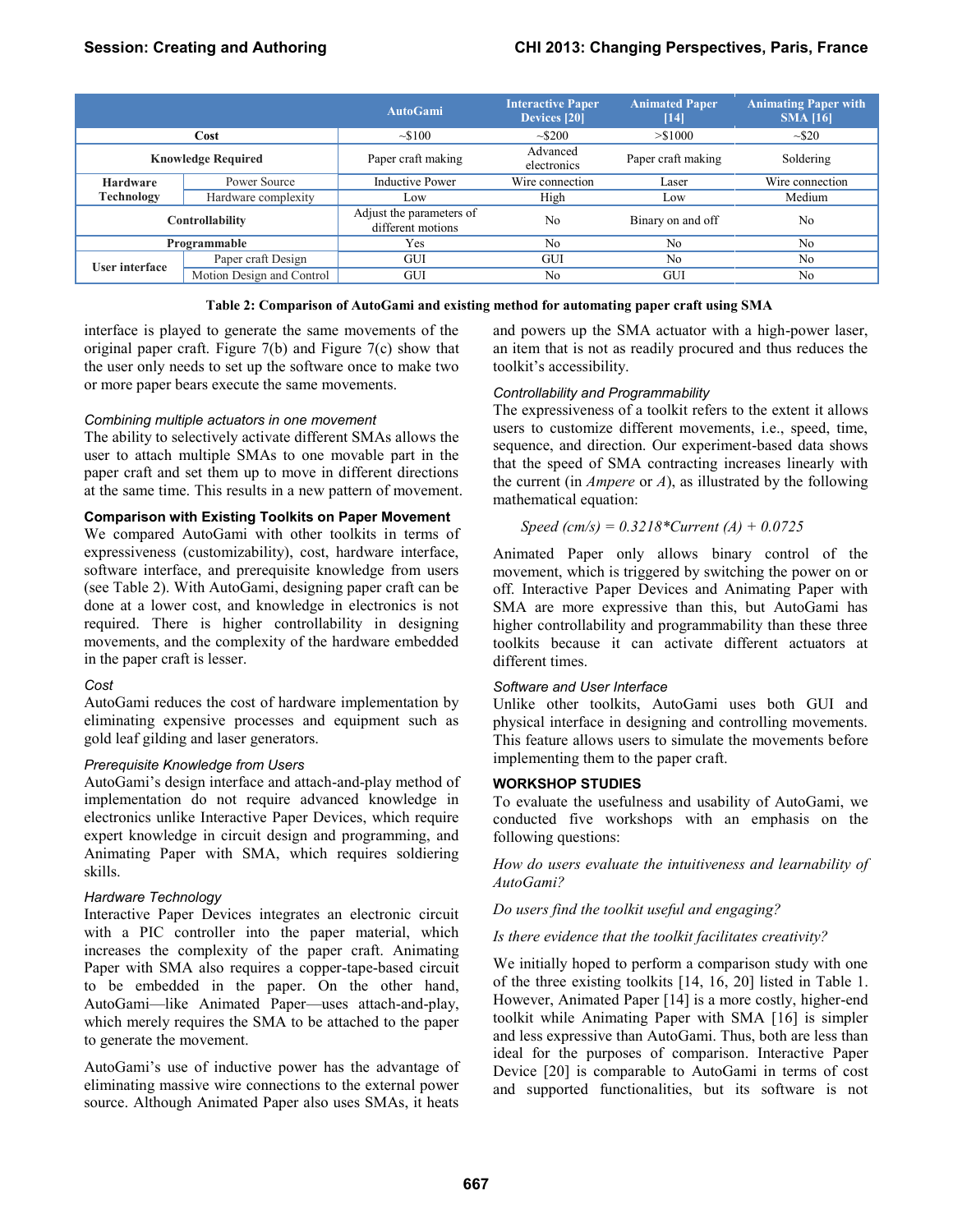| | | AutoGami | Interactive Paper Devices [20] | Animated Paper [14] | Animating Paper with SMA [16] |
|---|---|---|---|---|---|
| Cost | | ~$100 | ~$200 | >$1000 | ~$20 |
| Knowledge Required | | Paper craft making | Advanced electronics | Paper craft making | Soldering |
| Hardware Technology | Power Source | Inductive Power | Wire connection | Laser | Wire connection |
| | Hardware complexity | Low | High | Low | Medium |
| Controllability | | Adjust the parameters of different motions | No | Binary on and off | No |
| Programmable | | Yes | No | No | No |
| User interface | Paper craft Design | GUI | GUI | No | No |
| | Motion Design and Control | GUI | No | GUI | No |

**Table 2: Comparison of AutoGami and existing method for automating paper craft using SMA**

interface is played to generate the same movements of the original paper craft. Figure 7(b) and Figure 7(c) show that the user only needs to set up the software once to make two or more paper bears execute the same movements.

*Combining multiple actuators in one movement*

The ability to selectively activate different SMAs allows the user to attach multiple SMAs to one movable part in the paper craft and set them up to move in different directions at the same time. This results in a new pattern of movement.

### Comparison with Existing Toolkits on Paper Movement

We compared AutoGami with other toolkits in terms of expressiveness (customizability), cost, hardware interface, software interface, and prerequisite knowledge from users (see Table 2). With AutoGami, designing paper craft can be done at a lower cost, and knowledge in electronics is not required. There is higher controllability in designing movements, and the complexity of the hardware embedded in the paper craft is lesser.

*Cost*

AutoGami reduces the cost of hardware implementation by eliminating expensive processes and equipment such as gold leaf gilding and laser generators.

*Prerequisite Knowledge from Users*

AutoGami's design interface and attach-and-play method of implementation do not require advanced knowledge in electronics unlike Interactive Paper Devices, which require expert knowledge in circuit design and programming, and Animating Paper with SMA, which requires soldering skills.

*Hardware Technology*

Interactive Paper Devices integrates an electronic circuit with a PIC controller into the paper material, which increases the complexity of the paper craft. Animating Paper with SMA also requires a copper-tape-based circuit to be embedded in the paper. On the other hand, AutoGami—like Animated Paper—uses attach-and-play, which merely requires the SMA to be attached to the paper to generate the movement.

AutoGami's use of inductive power has the advantage of eliminating massive wire connections to the external power source. Although Animated Paper also uses SMAs, it heats and powers up the SMA actuator with a high-power laser, an item that is not as readily procured and thus reduces the toolkit's accessibility.

*Controllability and Programmability*

The expressiveness of a toolkit refers to the extent it allows users to customize different movements, i.e., speed, time, sequence, and direction. Our experiment-based data shows that the speed of SMA contracting increases linearly with the current (in *Ampere* or *A*), as illustrated by the following mathematical equation:

$$Speed\ (cm/s) = 0.3218*Current\ (A) + 0.0725$$

Animated Paper only allows binary control of the movement, which is triggered by switching the power on or off. Interactive Paper Devices and Animating Paper with SMA are more expressive than this, but AutoGami has higher controllability and programmability than these three toolkits because it can activate different actuators at different times.

*Software and User Interface*

Unlike other toolkits, AutoGami uses both GUI and physical interface in designing and controlling movements. This feature allows users to simulate the movements before implementing them to the paper craft.

## WORKSHOP STUDIES

To evaluate the usefulness and usability of AutoGami, we conducted five workshops with an emphasis on the following questions:

*How do users evaluate the intuitiveness and learnability of AutoGami?*

*Do users find the toolkit useful and engaging?*

*Is there evidence that the toolkit facilitates creativity?*

We initially hoped to perform a comparison study with one of the three existing toolkits [14, 16, 20] listed in Table 1. However, Animated Paper [14] is a more costly, higher-end toolkit while Animating Paper with SMA [16] is simpler and less expressive than AutoGami. Thus, both are less than ideal for the purposes of comparison. Interactive Paper Device [20] is comparable to AutoGami in terms of cost and supported functionalities, but its software is not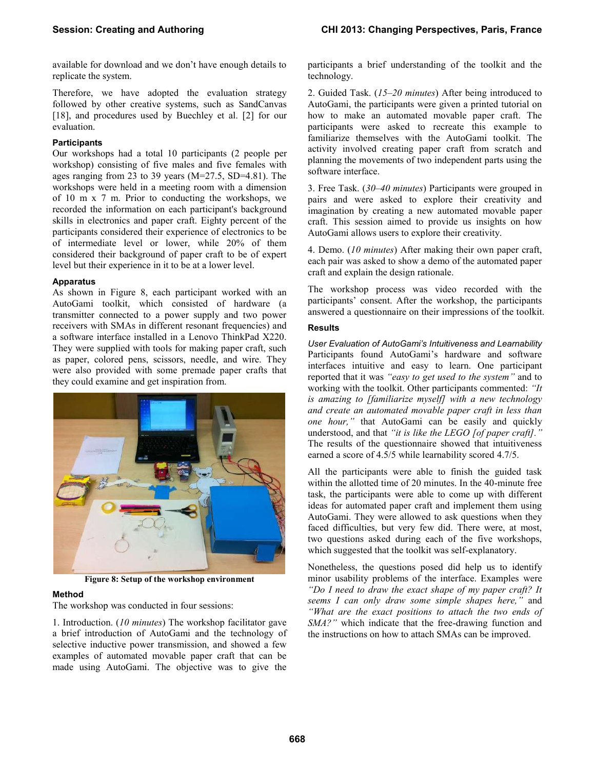available for download and we don't have enough details to replicate the system.

Therefore, we have adopted the evaluation strategy followed by other creative systems, such as SandCanvas [18], and procedures used by Buechley et al. [2] for our evaluation.

### Participants

Our workshops had a total 10 participants (2 people per workshop) consisting of five males and five females with ages ranging from 23 to 39 years (M=27.5, SD=4.81). The workshops were held in a meeting room with a dimension of 10 m x 7 m. Prior to conducting the workshops, we recorded the information on each participant's background skills in electronics and paper craft. Eighty percent of the participants considered their experience of electronics to be of intermediate level or lower, while 20% of them considered their background of paper craft to be of expert level but their experience in it to be at a lower level.

### Apparatus

As shown in Figure 8, each participant worked with an AutoGami toolkit, which consisted of hardware (a transmitter connected to a power supply and two power receivers with SMAs in different resonant frequencies) and a software interface installed in a Lenovo ThinkPad X220. They were supplied with tools for making paper craft, such as paper, colored pens, scissors, needle, and wire. They were also provided with some premade paper crafts that they could examine and get inspiration from.

**Figure 8: Setup of the workshop environment**

### Method

The workshop was conducted in four sessions:

1. Introduction. (*10 minutes*) The workshop facilitator gave a brief introduction of AutoGami and the technology of selective inductive power transmission, and showed a few examples of automated movable paper craft that can be made using AutoGami. The objective was to give the participants a brief understanding of the toolkit and the technology.

2. Guided Task. (*15–20 minutes*) After being introduced to AutoGami, the participants were given a printed tutorial on how to make an automated movable paper craft. The participants were asked to recreate this example to familiarize themselves with the AutoGami toolkit. The activity involved creating paper craft from scratch and planning the movements of two independent parts using the software interface.

3. Free Task. (*30–40 minutes*) Participants were grouped in pairs and were asked to explore their creativity and imagination by creating a new automated movable paper craft. This session aimed to provide us insights on how AutoGami allows users to explore their creativity.

4. Demo. (*10 minutes*) After making their own paper craft, each pair was asked to show a demo of the automated paper craft and explain the design rationale.

The workshop process was video recorded with the participants' consent. After the workshop, the participants answered a questionnaire on their impressions of the toolkit.

### Results

#### *User Evaluation of AutoGami's Intuitiveness and Learnability*

Participants found AutoGami's hardware and software interfaces intuitive and easy to learn. One participant reported that it was *"easy to get used to the system"* and to working with the toolkit. Other participants commented: *"It is amazing to [familiarize myself] with a new technology and create an automated movable paper craft in less than one hour,"* that AutoGami can be easily and quickly understood, and that *"it is like the LEGO [of paper craft]."* The results of the questionnaire showed that intuitiveness earned a score of 4.5/5 while learnability scored 4.7/5.

All the participants were able to finish the guided task within the allotted time of 20 minutes. In the 40-minute free task, the participants were able to come up with different ideas for automated paper craft and implement them using AutoGami. They were allowed to ask questions when they faced difficulties, but very few did. There were, at most, two questions asked during each of the five workshops, which suggested that the toolkit was self-explanatory.

Nonetheless, the questions posed did help us to identify minor usability problems of the interface. Examples were *"Do I need to draw the exact shape of my paper craft? It seems I can only draw some simple shapes here,"* and *"What are the exact positions to attach the two ends of SMA?"* which indicate that the free-drawing function and the instructions on how to attach SMAs can be improved.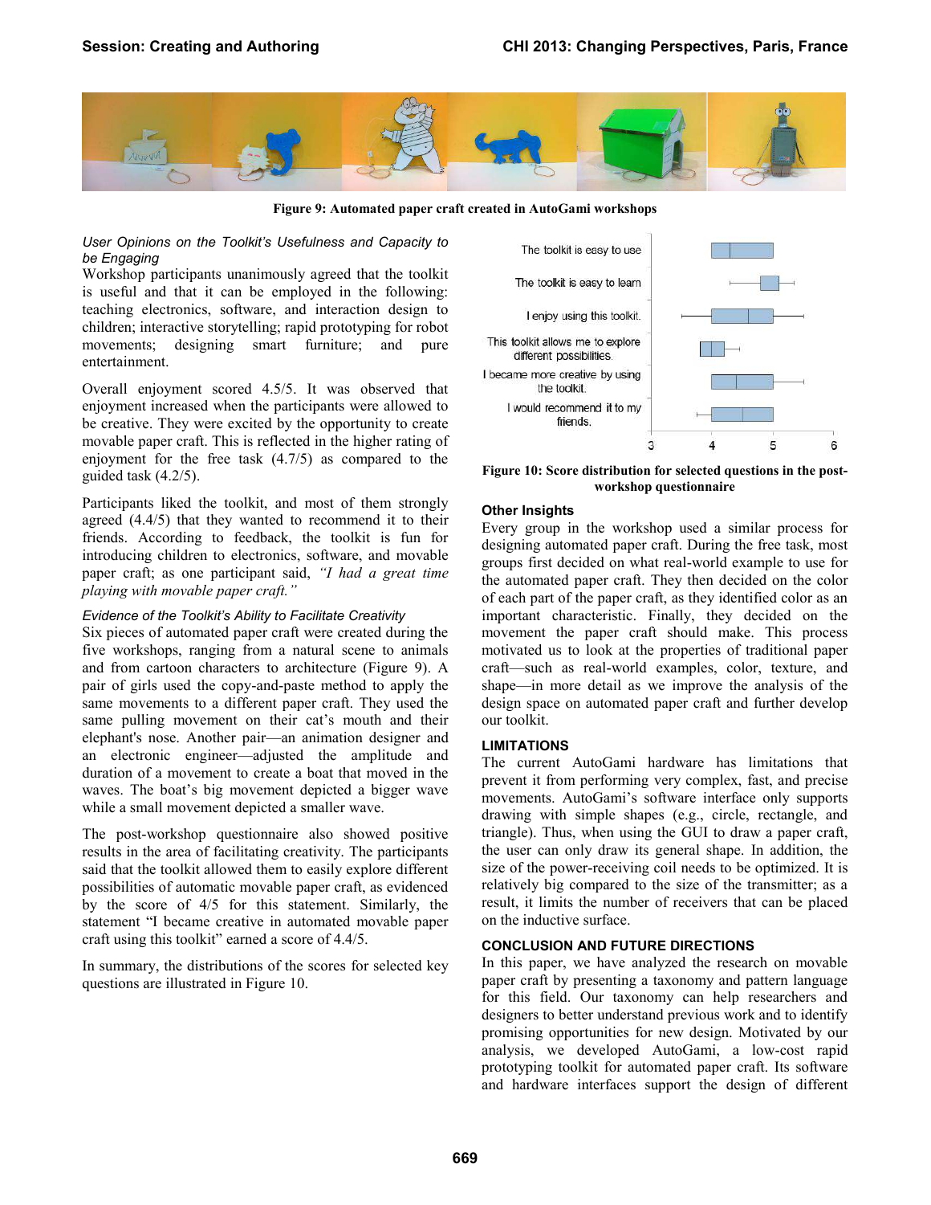Figure 9: Automated paper craft created in AutoGami workshops

### User Opinions on the Toolkit's Usefulness and Capacity to be Engaging

Workshop participants unanimously agreed that the toolkit is useful and that it can be employed in the following: teaching electronics, software, and interaction design to children; interactive storytelling; rapid prototyping for robot movements; designing smart furniture; and pure entertainment.

Overall enjoyment scored 4.5/5. It was observed that enjoyment increased when the participants were allowed to be creative. They were excited by the opportunity to create movable paper craft. This is reflected in the higher rating of enjoyment for the free task (4.7/5) as compared to the guided task (4.2/5).

Participants liked the toolkit, and most of them strongly agreed (4.4/5) that they wanted to recommend it to their friends. According to feedback, the toolkit is fun for introducing children to electronics, software, and movable paper craft; as one participant said, *"I had a great time playing with movable paper craft."*

### Evidence of the Toolkit's Ability to Facilitate Creativity

Six pieces of automated paper craft were created during the five workshops, ranging from a natural scene to animals and from cartoon characters to architecture (Figure 9). A pair of girls used the copy-and-paste method to apply the same movements to a different paper craft. They used the same pulling movement on their cat's mouth and their elephant's nose. Another pair—an animation designer and an electronic engineer—adjusted the amplitude and duration of a movement to create a boat that moved in the waves. The boat's big movement depicted a bigger wave while a small movement depicted a smaller wave.

The post-workshop questionnaire also showed positive results in the area of facilitating creativity. The participants said that the toolkit allowed them to easily explore different possibilities of automatic movable paper craft, as evidenced by the score of 4/5 for this statement. Similarly, the statement "I became creative in automated movable paper craft using this toolkit" earned a score of 4.4/5.

In summary, the distributions of the scores for selected key questions are illustrated in Figure 10.

Figure 10: Score distribution for selected questions in the post-workshop questionnaire

### Other Insights

Every group in the workshop used a similar process for designing automated paper craft. During the free task, most groups first decided on what real-world example to use for the automated paper craft. They then decided on the color of each part of the paper craft, as they identified color as an important characteristic. Finally, they decided on the movement the paper craft should make. This process motivated us to look at the properties of traditional paper craft—such as real-world examples, color, texture, and shape—in more detail as we improve the analysis of the design space on automated paper craft and further develop our toolkit.

## LIMITATIONS

The current AutoGami hardware has limitations that prevent it from performing very complex, fast, and precise movements. AutoGami's software interface only supports drawing with simple shapes (e.g., circle, rectangle, and triangle). Thus, when using the GUI to draw a paper craft, the user can only draw its general shape. In addition, the size of the power-receiving coil needs to be optimized. It is relatively big compared to the size of the transmitter; as a result, it limits the number of receivers that can be placed on the inductive surface.

## CONCLUSION AND FUTURE DIRECTIONS

In this paper, we have analyzed the research on movable paper craft by presenting a taxonomy and pattern language for this field. Our taxonomy can help researchers and designers to better understand previous work and to identify promising opportunities for new design. Motivated by our analysis, we developed AutoGami, a low-cost rapid prototyping toolkit for automated paper craft. Its software and hardware interfaces support the design of different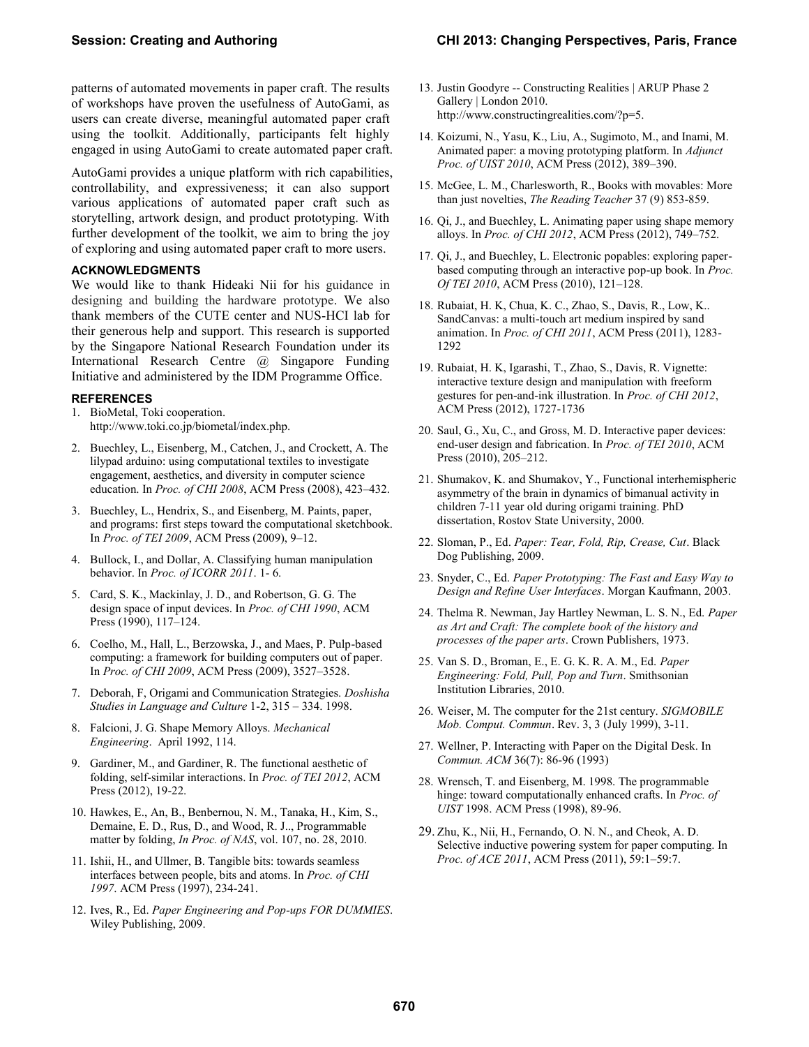patterns of automated movements in paper craft. The results of workshops have proven the usefulness of AutoGami, as users can create diverse, meaningful automated paper craft using the toolkit. Additionally, participants felt highly engaged in using AutoGami to create automated paper craft.

AutoGami provides a unique platform with rich capabilities, controllability, and expressiveness; it can also support various applications of automated paper craft such as storytelling, artwork design, and product prototyping. With further development of the toolkit, we aim to bring the joy of exploring and using automated paper craft to more users.

## ACKNOWLEDGMENTS

We would like to thank Hideaki Nii for his guidance in designing and building the hardware prototype. We also thank members of the CUTE center and NUS-HCI lab for their generous help and support. This research is supported by the Singapore National Research Foundation under its International Research Centre @ Singapore Funding Initiative and administered by the IDM Programme Office.

## REFERENCES

1. BioMetal, Toki cooperation. http://www.toki.co.jp/biometal/index.php.
2. Buechley, L., Eisenberg, M., Catchen, J., and Crockett, A. The lilypad arduino: using computational textiles to investigate engagement, aesthetics, and diversity in computer science education. In *Proc. of CHI 2008*, ACM Press (2008), 423–432.
3. Buechley, L., Hendrix, S., and Eisenberg, M. Paints, paper, and programs: first steps toward the computational sketchbook. In *Proc. of TEI 2009*, ACM Press (2009), 9–12.
4. Bullock, I., and Dollar, A. Classifying human manipulation behavior. In *Proc. of ICORR 2011*. 1- 6.
5. Card, S. K., Mackinlay, J. D., and Robertson, G. G. The design space of input devices. In *Proc. of CHI 1990*, ACM Press (1990), 117–124.
6. Coelho, M., Hall, L., Berzowska, J., and Maes, P. Pulp-based computing: a framework for building computers out of paper. In *Proc. of CHI 2009*, ACM Press (2009), 3527–3528.
7. Deborah, F, Origami and Communication Strategies. *Doshisha Studies in Language and Culture* 1-2, 315 – 334. 1998.
8. Falcioni, J. G. Shape Memory Alloys. *Mechanical Engineering*. April 1992, 114.
9. Gardiner, M., and Gardiner, R. The functional aesthetic of folding, self-similar interactions. In *Proc. of TEI 2012*, ACM Press (2012), 19-22.
10. Hawkes, E., An, B., Benbernou, N. M., Tanaka, H., Kim, S., Demaine, E. D., Rus, D., and Wood, R. J.., Programmable matter by folding, *In Proc. of NAS*, vol. 107, no. 28, 2010.
11. Ishii, H., and Ullmer, B. Tangible bits: towards seamless interfaces between people, bits and atoms. In *Proc. of CHI 1997*. ACM Press (1997), 234-241.
12. Ives, R., Ed. *Paper Engineering and Pop-ups FOR DUMMIES*. Wiley Publishing, 2009.
13. Justin Goodyre -- Constructing Realities | ARUP Phase 2 Gallery | London 2010. http://www.constructingrealities.com/?p=5.
14. Koizumi, N., Yasu, K., Liu, A., Sugimoto, M., and Inami, M. Animated paper: a moving prototyping platform. In *Adjunct Proc. of UIST 2010*, ACM Press (2012), 389–390.
15. McGee, L. M., Charlesworth, R., Books with movables: More than just novelties, *The Reading Teacher* 37 (9) 853-859.
16. Qi, J., and Buechley, L. Animating paper using shape memory alloys. In *Proc. of CHI 2012*, ACM Press (2012), 749–752.
17. Qi, J., and Buechley, L. Electronic popables: exploring paper-based computing through an interactive pop-up book. In *Proc. Of TEI 2010*, ACM Press (2010), 121–128.
18. Rubaiat, H. K, Chua, K. C., Zhao, S., Davis, R., Low, K.. SandCanvas: a multi-touch art medium inspired by sand animation. In *Proc. of CHI 2011*, ACM Press (2011), 1283-1292
19. Rubaiat, H. K, Igarashi, T., Zhao, S., Davis, R. Vignette: interactive texture design and manipulation with freeform gestures for pen-and-ink illustration. In *Proc. of CHI 2012*, ACM Press (2012), 1727-1736
20. Saul, G., Xu, C., and Gross, M. D. Interactive paper devices: end-user design and fabrication. In *Proc. of TEI 2010*, ACM Press (2010), 205–212.
21. Shumakov, K. and Shumakov, Y., Functional interhemispheric asymmetry of the brain in dynamics of bimanual activity in children 7-11 year old during origami training. PhD dissertation, Rostov State University, 2000.
22. Sloman, P., Ed. *Paper: Tear, Fold, Rip, Crease, Cut*. Black Dog Publishing, 2009.
23. Snyder, C., Ed. *Paper Prototyping: The Fast and Easy Way to Design and Refine User Interfaces*. Morgan Kaufmann, 2003.
24. Thelma R. Newman, Jay Hartley Newman, L. S. N., Ed. *Paper as Art and Craft: The complete book of the history and processes of the paper arts*. Crown Publishers, 1973.
25. Van S. D., Broman, E., E. G. K. R. A. M., Ed. *Paper Engineering: Fold, Pull, Pop and Turn*. Smithsonian Institution Libraries, 2010.
26. Weiser, M. The computer for the 21st century. *SIGMOBILE Mob. Comput. Commun*. Rev. 3, 3 (July 1999), 3-11.
27. Wellner, P. Interacting with Paper on the Digital Desk. In *Commun. ACM* 36(7): 86-96 (1993)
28. Wrensch, T. and Eisenberg, M. 1998. The programmable hinge: toward computationally enhanced crafts. In *Proc. of UIST* 1998. ACM Press (1998), 89-96.
29. Zhu, K., Nii, H., Fernando, O. N. N., and Cheok, A. D. Selective inductive powering system for paper computing. In *Proc. of ACE 2011*, ACM Press (2011), 59:1–59:7.